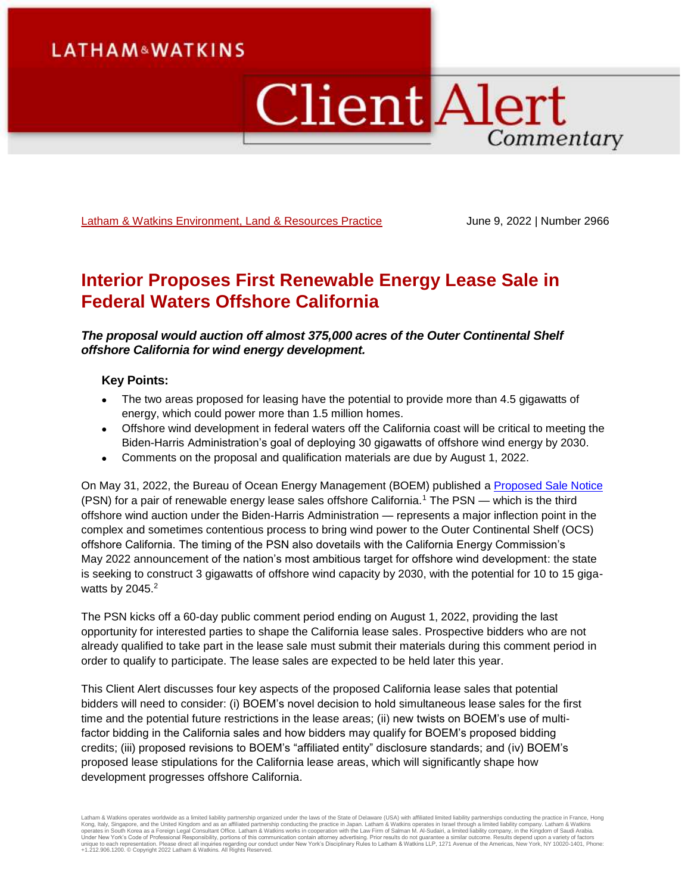LATHAM&WATKINS

# Client Alert Commentary

Latham & Watkins Environment, Land & Resources Practice

June 9, 2022 | Number 2966

# Interior Proposes First Renewable Energy Lease Sale in Federal Waters Offshore California

***The proposal would auction off almost 375,000 acres of the Outer Continental Shelf offshore California for wind energy development.***

**Key Points:**

- The two areas proposed for leasing have the potential to provide more than 4.5 gigawatts of energy, which could power more than 1.5 million homes.
- Offshore wind development in federal waters off the California coast will be critical to meeting the Biden-Harris Administration's goal of deploying 30 gigawatts of offshore wind energy by 2030.
- Comments on the proposal and qualification materials are due by August 1, 2022.

On May 31, 2022, the Bureau of Ocean Energy Management (BOEM) published a Proposed Sale Notice (PSN) for a pair of renewable energy lease sales offshore California.[1] The PSN — which is the third offshore wind auction under the Biden-Harris Administration — represents a major inflection point in the complex and sometimes contentious process to bring wind power to the Outer Continental Shelf (OCS) offshore California. The timing of the PSN also dovetails with the California Energy Commission's May 2022 announcement of the nation's most ambitious target for offshore wind development: the state is seeking to construct 3 gigawatts of offshore wind capacity by 2030, with the potential for 10 to 15 gigawatts by 2045.[2]

The PSN kicks off a 60-day public comment period ending on August 1, 2022, providing the last opportunity for interested parties to shape the California lease sales. Prospective bidders who are not already qualified to take part in the lease sale must submit their materials during this comment period in order to qualify to participate. The lease sales are expected to be held later this year.

This Client Alert discusses four key aspects of the proposed California lease sales that potential bidders will need to consider: (i) BOEM's novel decision to hold simultaneous lease sales for the first time and the potential future restrictions in the lease areas; (ii) new twists on BOEM's use of multi-factor bidding in the California sales and how bidders may qualify for BOEM's proposed bidding credits; (iii) proposed revisions to BOEM's "affiliated entity" disclosure standards; and (iv) BOEM's proposed lease stipulations for the California lease areas, which will significantly shape how development progresses offshore California.

Latham & Watkins operates worldwide as a limited liability partnership organized under the laws of the State of Delaware (USA) with affiliated limited liability partnerships conducting the practice in France, Hong Kong, Italy, Singapore, and the United Kingdom and as an affiliated partnership conducting the practice in Japan. Latham & Watkins operates in Israel through a limited liability company. Latham & Watkins operates in South Korea as a Foreign Legal Consultant Office. Latham & Watkins works in cooperation with the Law Firm of Salman M. Al-Sudairi, a limited liability company, in the Kingdom of Saudi Arabia. Under New York's Code of Professional Responsibility, portions of this communication contain attorney advertising. Prior results do not guarantee a similar outcome. Results depend upon a variety of factors unique to each representation. Please direct all inquiries regarding our conduct under New York's Disciplinary Rules to Latham & Watkins LLP, 1271 Avenue of the Americas, New York, NY 10020-1401, Phone: +1.212.906.1200. © Copyright 2022 Latham & Watkins. All Rights Reserved.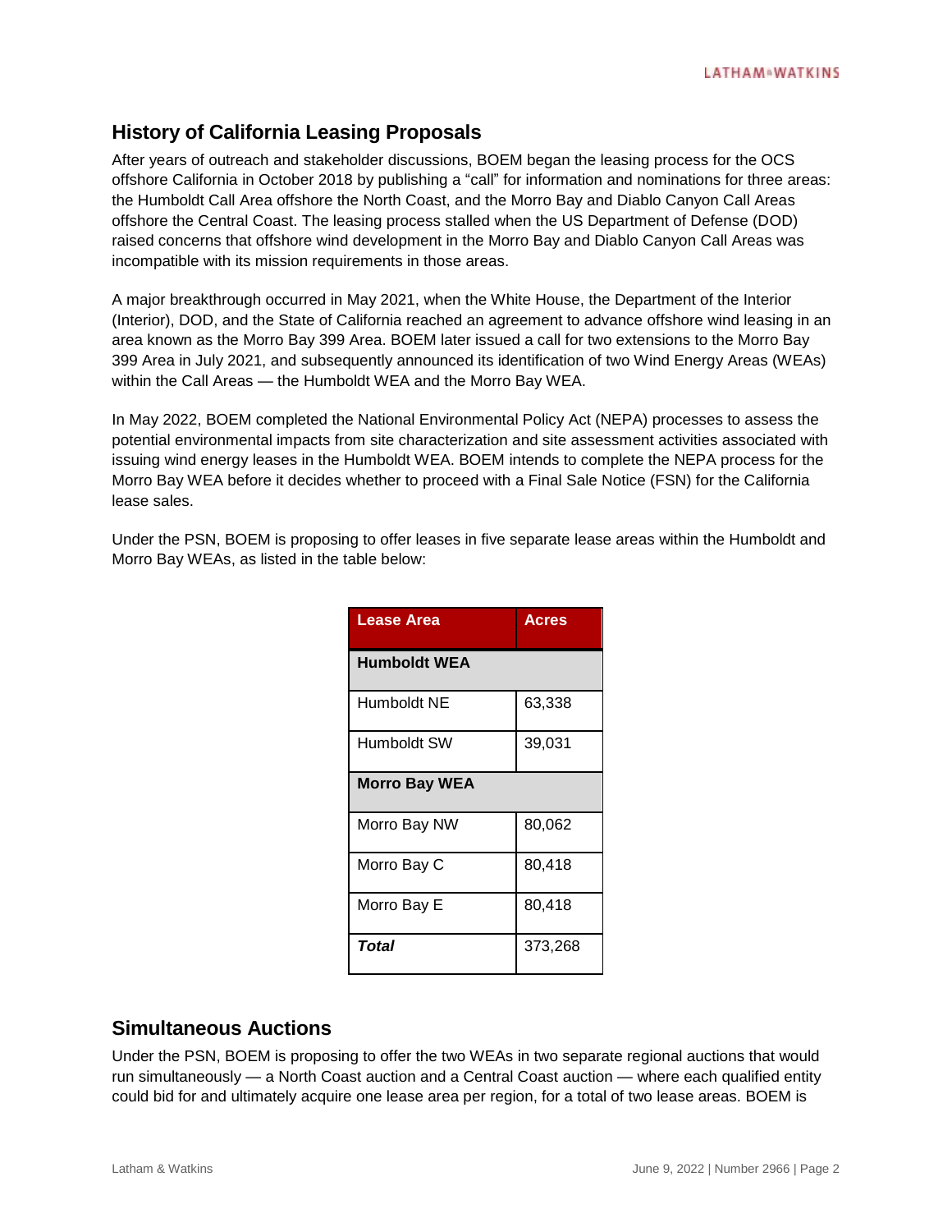## History of California Leasing Proposals

After years of outreach and stakeholder discussions, BOEM began the leasing process for the OCS offshore California in October 2018 by publishing a "call" for information and nominations for three areas: the Humboldt Call Area offshore the North Coast, and the Morro Bay and Diablo Canyon Call Areas offshore the Central Coast. The leasing process stalled when the US Department of Defense (DOD) raised concerns that offshore wind development in the Morro Bay and Diablo Canyon Call Areas was incompatible with its mission requirements in those areas.

A major breakthrough occurred in May 2021, when the White House, the Department of the Interior (Interior), DOD, and the State of California reached an agreement to advance offshore wind leasing in an area known as the Morro Bay 399 Area. BOEM later issued a call for two extensions to the Morro Bay 399 Area in July 2021, and subsequently announced its identification of two Wind Energy Areas (WEAs) within the Call Areas — the Humboldt WEA and the Morro Bay WEA.

In May 2022, BOEM completed the National Environmental Policy Act (NEPA) processes to assess the potential environmental impacts from site characterization and site assessment activities associated with issuing wind energy leases in the Humboldt WEA. BOEM intends to complete the NEPA process for the Morro Bay WEA before it decides whether to proceed with a Final Sale Notice (FSN) for the California lease sales.

Under the PSN, BOEM is proposing to offer leases in five separate lease areas within the Humboldt and Morro Bay WEAs, as listed in the table below:

| Lease Area | Acres |
|---|---|
| **Humboldt WEA** | |
| Humboldt NE | 63,338 |
| Humboldt SW | 39,031 |
| **Morro Bay WEA** | |
| Morro Bay NW | 80,062 |
| Morro Bay C | 80,418 |
| Morro Bay E | 80,418 |
| ***Total*** | 373,268 |

## Simultaneous Auctions

Under the PSN, BOEM is proposing to offer the two WEAs in two separate regional auctions that would run simultaneously — a North Coast auction and a Central Coast auction — where each qualified entity could bid for and ultimately acquire one lease area per region, for a total of two lease areas. BOEM is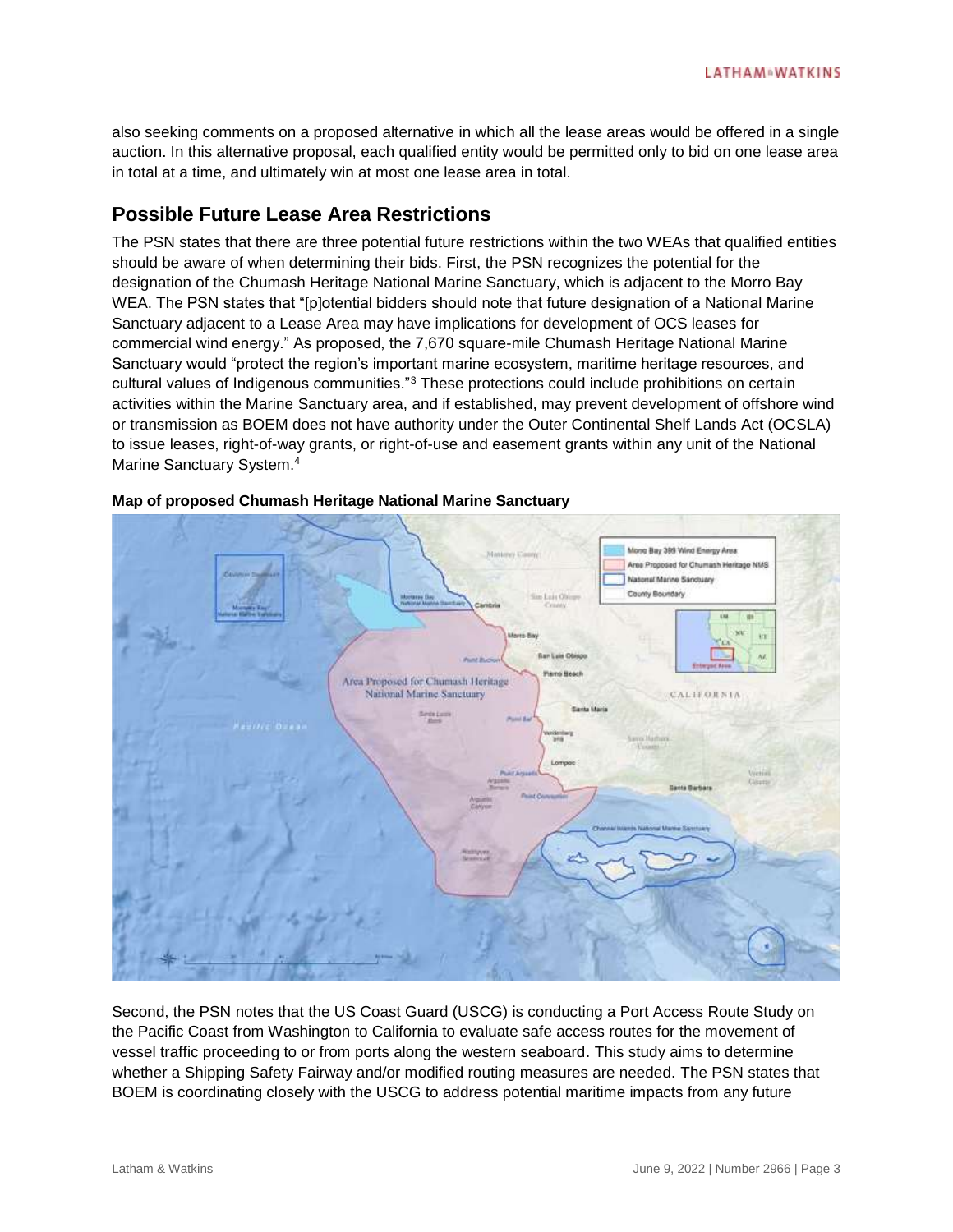also seeking comments on a proposed alternative in which all the lease areas would be offered in a single auction. In this alternative proposal, each qualified entity would be permitted only to bid on one lease area in total at a time, and ultimately win at most one lease area in total.

## Possible Future Lease Area Restrictions

The PSN states that there are three potential future restrictions within the two WEAs that qualified entities should be aware of when determining their bids. First, the PSN recognizes the potential for the designation of the Chumash Heritage National Marine Sanctuary, which is adjacent to the Morro Bay WEA. The PSN states that "[p]otential bidders should note that future designation of a National Marine Sanctuary adjacent to a Lease Area may have implications for development of OCS leases for commercial wind energy." As proposed, the 7,670 square-mile Chumash Heritage National Marine Sanctuary would "protect the region's important marine ecosystem, maritime heritage resources, and cultural values of Indigenous communities."[3] These protections could include prohibitions on certain activities within the Marine Sanctuary area, and if established, may prevent development of offshore wind or transmission as BOEM does not have authority under the Outer Continental Shelf Lands Act (OCSLA) to issue leases, right-of-way grants, or right-of-use and easement grants within any unit of the National Marine Sanctuary System.[4]

**Map of proposed Chumash Heritage National Marine Sanctuary**

Second, the PSN notes that the US Coast Guard (USCG) is conducting a Port Access Route Study on the Pacific Coast from Washington to California to evaluate safe access routes for the movement of vessel traffic proceeding to or from ports along the western seaboard. This study aims to determine whether a Shipping Safety Fairway and/or modified routing measures are needed. The PSN states that BOEM is coordinating closely with the USCG to address potential maritime impacts from any future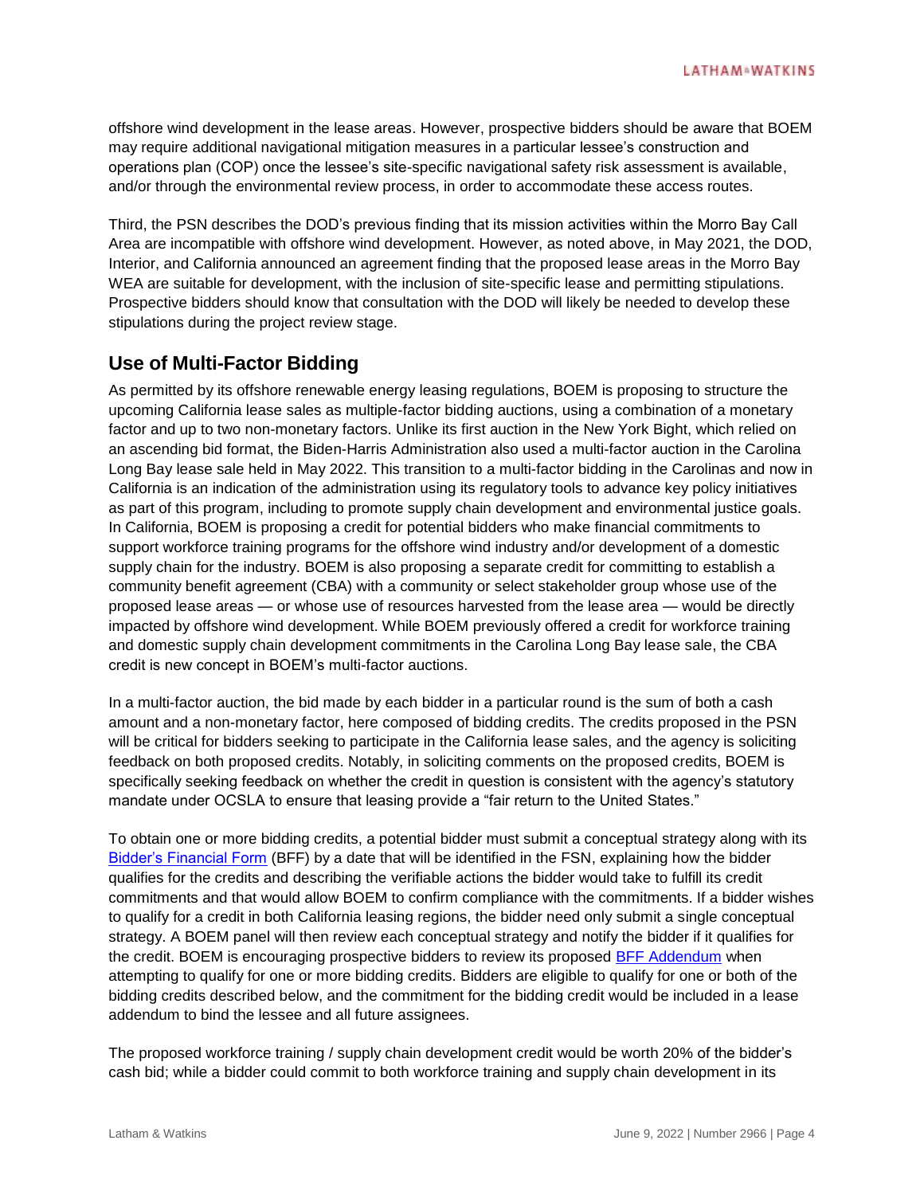offshore wind development in the lease areas. However, prospective bidders should be aware that BOEM may require additional navigational mitigation measures in a particular lessee's construction and operations plan (COP) once the lessee's site-specific navigational safety risk assessment is available, and/or through the environmental review process, in order to accommodate these access routes.

Third, the PSN describes the DOD's previous finding that its mission activities within the Morro Bay Call Area are incompatible with offshore wind development. However, as noted above, in May 2021, the DOD, Interior, and California announced an agreement finding that the proposed lease areas in the Morro Bay WEA are suitable for development, with the inclusion of site-specific lease and permitting stipulations. Prospective bidders should know that consultation with the DOD will likely be needed to develop these stipulations during the project review stage.

## Use of Multi-Factor Bidding

As permitted by its offshore renewable energy leasing regulations, BOEM is proposing to structure the upcoming California lease sales as multiple-factor bidding auctions, using a combination of a monetary factor and up to two non-monetary factors. Unlike its first auction in the New York Bight, which relied on an ascending bid format, the Biden-Harris Administration also used a multi-factor auction in the Carolina Long Bay lease sale held in May 2022. This transition to a multi-factor bidding in the Carolinas and now in California is an indication of the administration using its regulatory tools to advance key policy initiatives as part of this program, including to promote supply chain development and environmental justice goals. In California, BOEM is proposing a credit for potential bidders who make financial commitments to support workforce training programs for the offshore wind industry and/or development of a domestic supply chain for the industry. BOEM is also proposing a separate credit for committing to establish a community benefit agreement (CBA) with a community or select stakeholder group whose use of the proposed lease areas — or whose use of resources harvested from the lease area — would be directly impacted by offshore wind development. While BOEM previously offered a credit for workforce training and domestic supply chain development commitments in the Carolina Long Bay lease sale, the CBA credit is new concept in BOEM's multi-factor auctions.

In a multi-factor auction, the bid made by each bidder in a particular round is the sum of both a cash amount and a non-monetary factor, here composed of bidding credits. The credits proposed in the PSN will be critical for bidders seeking to participate in the California lease sales, and the agency is soliciting feedback on both proposed credits. Notably, in soliciting comments on the proposed credits, BOEM is specifically seeking feedback on whether the credit in question is consistent with the agency's statutory mandate under OCSLA to ensure that leasing provide a "fair return to the United States."

To obtain one or more bidding credits, a potential bidder must submit a conceptual strategy along with its [Bidder's Financial Form] (BFF) by a date that will be identified in the FSN, explaining how the bidder qualifies for the credits and describing the verifiable actions the bidder would take to fulfill its credit commitments and that would allow BOEM to confirm compliance with the commitments. If a bidder wishes to qualify for a credit in both California leasing regions, the bidder need only submit a single conceptual strategy. A BOEM panel will then review each conceptual strategy and notify the bidder if it qualifies for the credit. BOEM is encouraging prospective bidders to review its proposed [BFF Addendum] when attempting to qualify for one or more bidding credits. Bidders are eligible to qualify for one or both of the bidding credits described below, and the commitment for the bidding credit would be included in a lease addendum to bind the lessee and all future assignees.

The proposed workforce training / supply chain development credit would be worth 20% of the bidder's cash bid; while a bidder could commit to both workforce training and supply chain development in its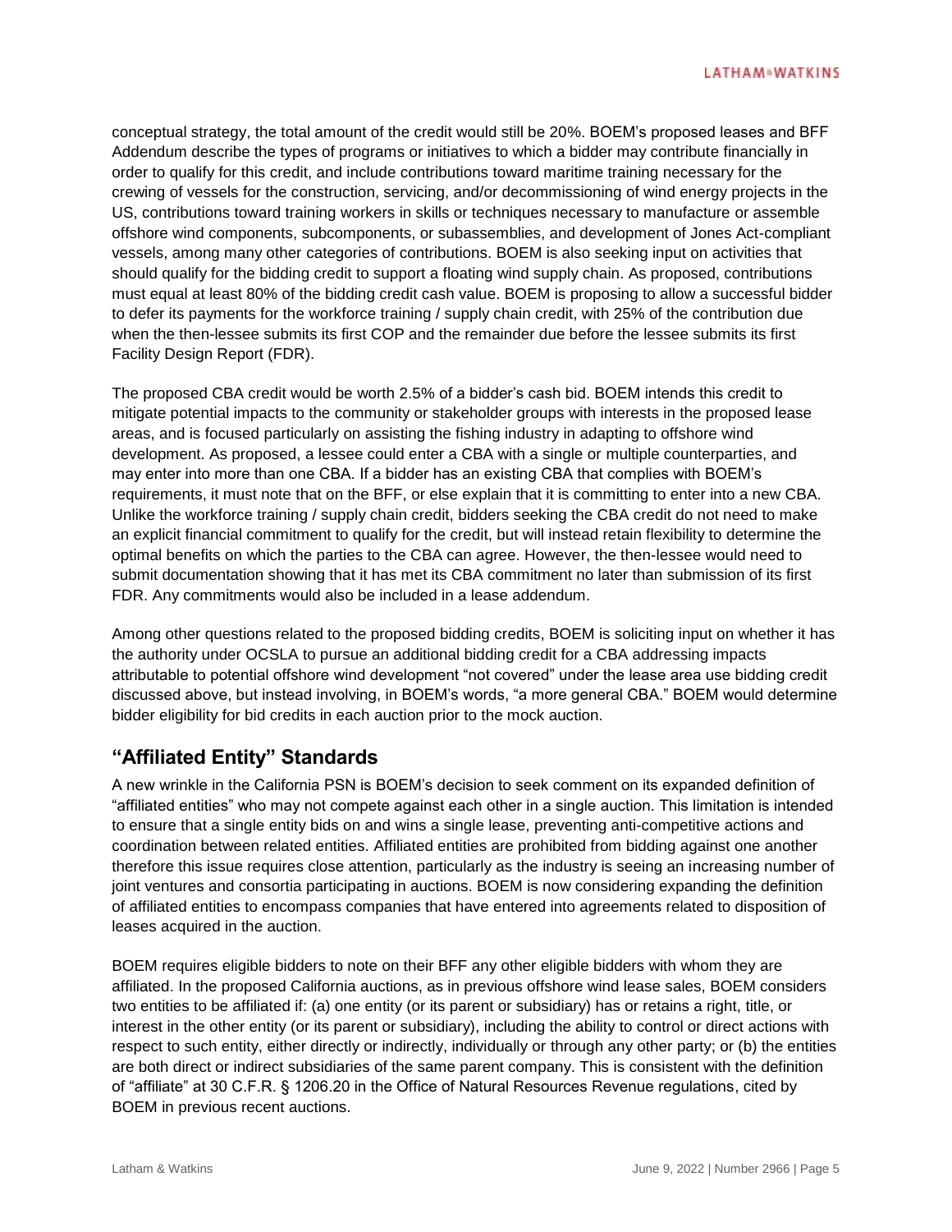conceptual strategy, the total amount of the credit would still be 20%. BOEM's proposed leases and BFF Addendum describe the types of programs or initiatives to which a bidder may contribute financially in order to qualify for this credit, and include contributions toward maritime training necessary for the crewing of vessels for the construction, servicing, and/or decommissioning of wind energy projects in the US, contributions toward training workers in skills or techniques necessary to manufacture or assemble offshore wind components, subcomponents, or subassemblies, and development of Jones Act-compliant vessels, among many other categories of contributions. BOEM is also seeking input on activities that should qualify for the bidding credit to support a floating wind supply chain. As proposed, contributions must equal at least 80% of the bidding credit cash value. BOEM is proposing to allow a successful bidder to defer its payments for the workforce training / supply chain credit, with 25% of the contribution due when the then-lessee submits its first COP and the remainder due before the lessee submits its first Facility Design Report (FDR).

The proposed CBA credit would be worth 2.5% of a bidder's cash bid. BOEM intends this credit to mitigate potential impacts to the community or stakeholder groups with interests in the proposed lease areas, and is focused particularly on assisting the fishing industry in adapting to offshore wind development. As proposed, a lessee could enter a CBA with a single or multiple counterparties, and may enter into more than one CBA. If a bidder has an existing CBA that complies with BOEM's requirements, it must note that on the BFF, or else explain that it is committing to enter into a new CBA. Unlike the workforce training / supply chain credit, bidders seeking the CBA credit do not need to make an explicit financial commitment to qualify for the credit, but will instead retain flexibility to determine the optimal benefits on which the parties to the CBA can agree. However, the then-lessee would need to submit documentation showing that it has met its CBA commitment no later than submission of its first FDR. Any commitments would also be included in a lease addendum.

Among other questions related to the proposed bidding credits, BOEM is soliciting input on whether it has the authority under OCSLA to pursue an additional bidding credit for a CBA addressing impacts attributable to potential offshore wind development "not covered" under the lease area use bidding credit discussed above, but instead involving, in BOEM's words, "a more general CBA." BOEM would determine bidder eligibility for bid credits in each auction prior to the mock auction.

## "Affiliated Entity" Standards

A new wrinkle in the California PSN is BOEM's decision to seek comment on its expanded definition of "affiliated entities" who may not compete against each other in a single auction. This limitation is intended to ensure that a single entity bids on and wins a single lease, preventing anti-competitive actions and coordination between related entities. Affiliated entities are prohibited from bidding against one another therefore this issue requires close attention, particularly as the industry is seeing an increasing number of joint ventures and consortia participating in auctions. BOEM is now considering expanding the definition of affiliated entities to encompass companies that have entered into agreements related to disposition of leases acquired in the auction.

BOEM requires eligible bidders to note on their BFF any other eligible bidders with whom they are affiliated. In the proposed California auctions, as in previous offshore wind lease sales, BOEM considers two entities to be affiliated if: (a) one entity (or its parent or subsidiary) has or retains a right, title, or interest in the other entity (or its parent or subsidiary), including the ability to control or direct actions with respect to such entity, either directly or indirectly, individually or through any other party; or (b) the entities are both direct or indirect subsidiaries of the same parent company. This is consistent with the definition of "affiliate" at 30 C.F.R. § 1206.20 in the Office of Natural Resources Revenue regulations, cited by BOEM in previous recent auctions.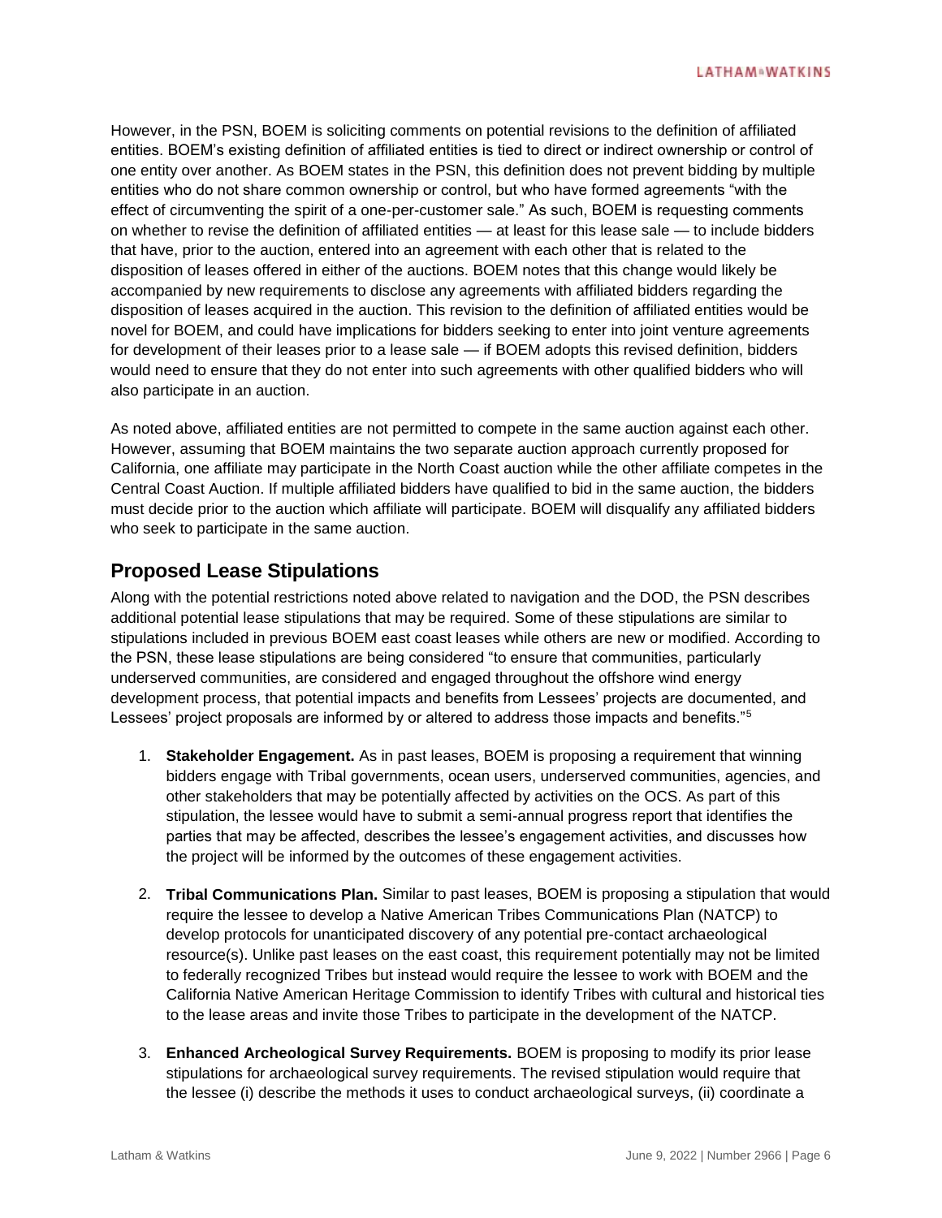However, in the PSN, BOEM is soliciting comments on potential revisions to the definition of affiliated entities. BOEM's existing definition of affiliated entities is tied to direct or indirect ownership or control of one entity over another. As BOEM states in the PSN, this definition does not prevent bidding by multiple entities who do not share common ownership or control, but who have formed agreements "with the effect of circumventing the spirit of a one-per-customer sale." As such, BOEM is requesting comments on whether to revise the definition of affiliated entities — at least for this lease sale — to include bidders that have, prior to the auction, entered into an agreement with each other that is related to the disposition of leases offered in either of the auctions. BOEM notes that this change would likely be accompanied by new requirements to disclose any agreements with affiliated bidders regarding the disposition of leases acquired in the auction. This revision to the definition of affiliated entities would be novel for BOEM, and could have implications for bidders seeking to enter into joint venture agreements for development of their leases prior to a lease sale — if BOEM adopts this revised definition, bidders would need to ensure that they do not enter into such agreements with other qualified bidders who will also participate in an auction.

As noted above, affiliated entities are not permitted to compete in the same auction against each other. However, assuming that BOEM maintains the two separate auction approach currently proposed for California, one affiliate may participate in the North Coast auction while the other affiliate competes in the Central Coast Auction. If multiple affiliated bidders have qualified to bid in the same auction, the bidders must decide prior to the auction which affiliate will participate. BOEM will disqualify any affiliated bidders who seek to participate in the same auction.

## Proposed Lease Stipulations

Along with the potential restrictions noted above related to navigation and the DOD, the PSN describes additional potential lease stipulations that may be required. Some of these stipulations are similar to stipulations included in previous BOEM east coast leases while others are new or modified. According to the PSN, these lease stipulations are being considered "to ensure that communities, particularly underserved communities, are considered and engaged throughout the offshore wind energy development process, that potential impacts and benefits from Lessees' projects are documented, and Lessees' project proposals are informed by or altered to address those impacts and benefits."[5]

1. **Stakeholder Engagement.** As in past leases, BOEM is proposing a requirement that winning bidders engage with Tribal governments, ocean users, underserved communities, agencies, and other stakeholders that may be potentially affected by activities on the OCS. As part of this stipulation, the lessee would have to submit a semi-annual progress report that identifies the parties that may be affected, describes the lessee's engagement activities, and discusses how the project will be informed by the outcomes of these engagement activities.

2. **Tribal Communications Plan.** Similar to past leases, BOEM is proposing a stipulation that would require the lessee to develop a Native American Tribes Communications Plan (NATCP) to develop protocols for unanticipated discovery of any potential pre-contact archaeological resource(s). Unlike past leases on the east coast, this requirement potentially may not be limited to federally recognized Tribes but instead would require the lessee to work with BOEM and the California Native American Heritage Commission to identify Tribes with cultural and historical ties to the lease areas and invite those Tribes to participate in the development of the NATCP.

3. **Enhanced Archeological Survey Requirements.** BOEM is proposing to modify its prior lease stipulations for archaeological survey requirements. The revised stipulation would require that the lessee (i) describe the methods it uses to conduct archaeological surveys, (ii) coordinate a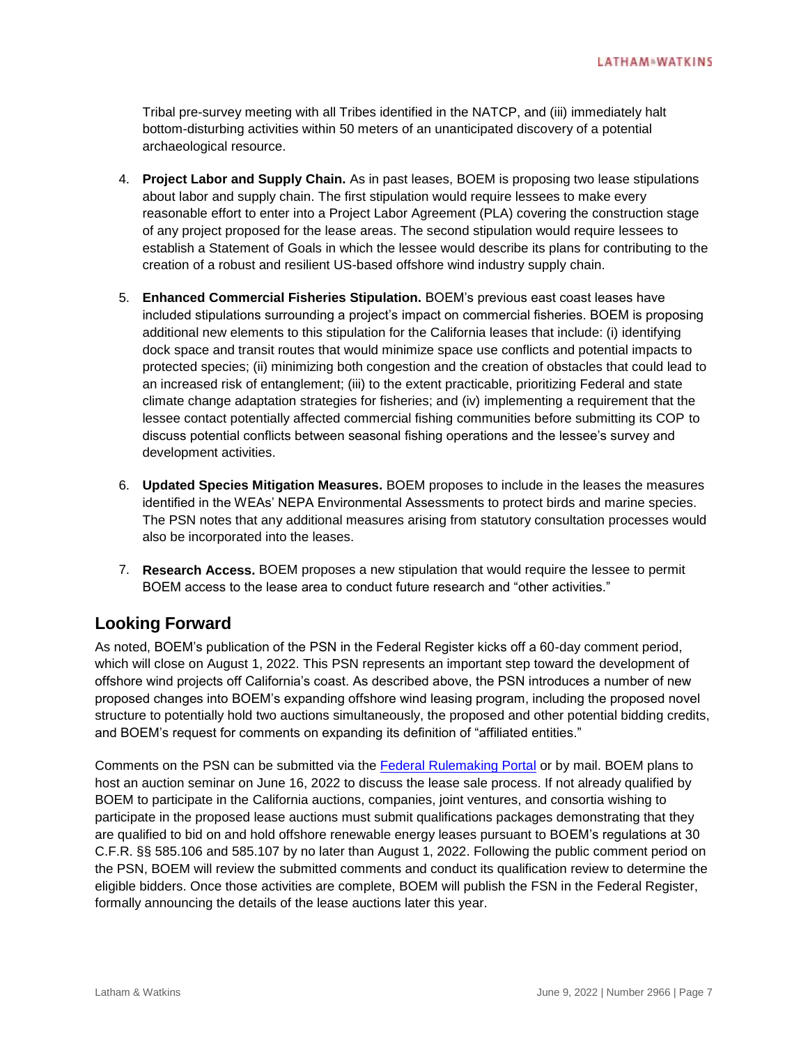Tribal pre-survey meeting with all Tribes identified in the NATCP, and (iii) immediately halt bottom-disturbing activities within 50 meters of an unanticipated discovery of a potential archaeological resource.

4. **Project Labor and Supply Chain.** As in past leases, BOEM is proposing two lease stipulations about labor and supply chain. The first stipulation would require lessees to make every reasonable effort to enter into a Project Labor Agreement (PLA) covering the construction stage of any project proposed for the lease areas. The second stipulation would require lessees to establish a Statement of Goals in which the lessee would describe its plans for contributing to the creation of a robust and resilient US-based offshore wind industry supply chain.

5. **Enhanced Commercial Fisheries Stipulation.** BOEM's previous east coast leases have included stipulations surrounding a project's impact on commercial fisheries. BOEM is proposing additional new elements to this stipulation for the California leases that include: (i) identifying dock space and transit routes that would minimize space use conflicts and potential impacts to protected species; (ii) minimizing both congestion and the creation of obstacles that could lead to an increased risk of entanglement; (iii) to the extent practicable, prioritizing Federal and state climate change adaptation strategies for fisheries; and (iv) implementing a requirement that the lessee contact potentially affected commercial fishing communities before submitting its COP to discuss potential conflicts between seasonal fishing operations and the lessee's survey and development activities.

6. **Updated Species Mitigation Measures.** BOEM proposes to include in the leases the measures identified in the WEAs' NEPA Environmental Assessments to protect birds and marine species. The PSN notes that any additional measures arising from statutory consultation processes would also be incorporated into the leases.

7. **Research Access.** BOEM proposes a new stipulation that would require the lessee to permit BOEM access to the lease area to conduct future research and "other activities."

## Looking Forward

As noted, BOEM's publication of the PSN in the Federal Register kicks off a 60-day comment period, which will close on August 1, 2022. This PSN represents an important step toward the development of offshore wind projects off California's coast. As described above, the PSN introduces a number of new proposed changes into BOEM's expanding offshore wind leasing program, including the proposed novel structure to potentially hold two auctions simultaneously, the proposed and other potential bidding credits, and BOEM's request for comments on expanding its definition of "affiliated entities."

Comments on the PSN can be submitted via the [Federal Rulemaking Portal]() or by mail. BOEM plans to host an auction seminar on June 16, 2022 to discuss the lease sale process. If not already qualified by BOEM to participate in the California auctions, companies, joint ventures, and consortia wishing to participate in the proposed lease auctions must submit qualifications packages demonstrating that they are qualified to bid on and hold offshore renewable energy leases pursuant to BOEM's regulations at 30 C.F.R. §§ 585.106 and 585.107 by no later than August 1, 2022. Following the public comment period on the PSN, BOEM will review the submitted comments and conduct its qualification review to determine the eligible bidders. Once those activities are complete, BOEM will publish the FSN in the Federal Register, formally announcing the details of the lease auctions later this year.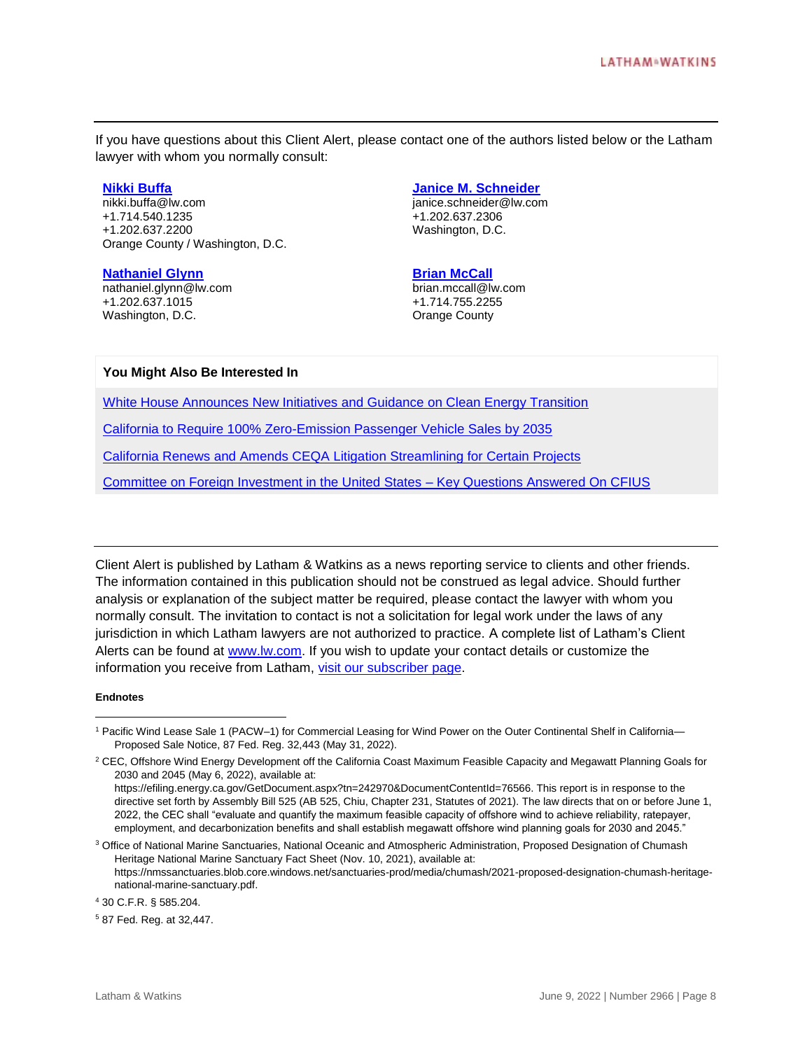If you have questions about this Client Alert, please contact one of the authors listed below or the Latham lawyer with whom you normally consult:

**Nikki Buffa**
nikki.buffa@lw.com
+1.714.540.1235
+1.202.637.2200
Orange County / Washington, D.C.

**Janice M. Schneider**
janice.schneider@lw.com
+1.202.637.2306
Washington, D.C.

**Nathaniel Glynn**
nathaniel.glynn@lw.com
+1.202.637.1015
Washington, D.C.

**Brian McCall**
brian.mccall@lw.com
+1.714.755.2255
Orange County

**You Might Also Be Interested In**

White House Announces New Initiatives and Guidance on Clean Energy Transition

California to Require 100% Zero-Emission Passenger Vehicle Sales by 2035

California Renews and Amends CEQA Litigation Streamlining for Certain Projects

Committee on Foreign Investment in the United States – Key Questions Answered On CFIUS

---

Client Alert is published by Latham & Watkins as a news reporting service to clients and other friends. The information contained in this publication should not be construed as legal advice. Should further analysis or explanation of the subject matter be required, please contact the lawyer with whom you normally consult. The invitation to contact is not a solicitation for legal work under the laws of any jurisdiction in which Latham lawyers are not authorized to practice. A complete list of Latham's Client Alerts can be found at www.lw.com. If you wish to update your contact details or customize the information you receive from Latham, visit our subscriber page.

**Endnotes**

[1] Pacific Wind Lease Sale 1 (PACW–1) for Commercial Leasing for Wind Power on the Outer Continental Shelf in California—Proposed Sale Notice, 87 Fed. Reg. 32,443 (May 31, 2022).

[2] CEC, Offshore Wind Energy Development off the California Coast Maximum Feasible Capacity and Megawatt Planning Goals for 2030 and 2045 (May 6, 2022), available at: https://efiling.energy.ca.gov/GetDocument.aspx?tn=242970&DocumentContentId=76566. This report is in response to the directive set forth by Assembly Bill 525 (AB 525, Chiu, Chapter 231, Statutes of 2021). The law directs that on or before June 1, 2022, the CEC shall "evaluate and quantify the maximum feasible capacity of offshore wind to achieve reliability, ratepayer, employment, and decarbonization benefits and shall establish megawatt offshore wind planning goals for 2030 and 2045."

[3] Office of National Marine Sanctuaries, National Oceanic and Atmospheric Administration, Proposed Designation of Chumash Heritage National Marine Sanctuary Fact Sheet (Nov. 10, 2021), available at: https://nmssanctuaries.blob.core.windows.net/sanctuaries-prod/media/chumash/2021-proposed-designation-chumash-heritage-national-marine-sanctuary.pdf.

[4] 30 C.F.R. § 585.204.

[5] 87 Fed. Reg. at 32,447.